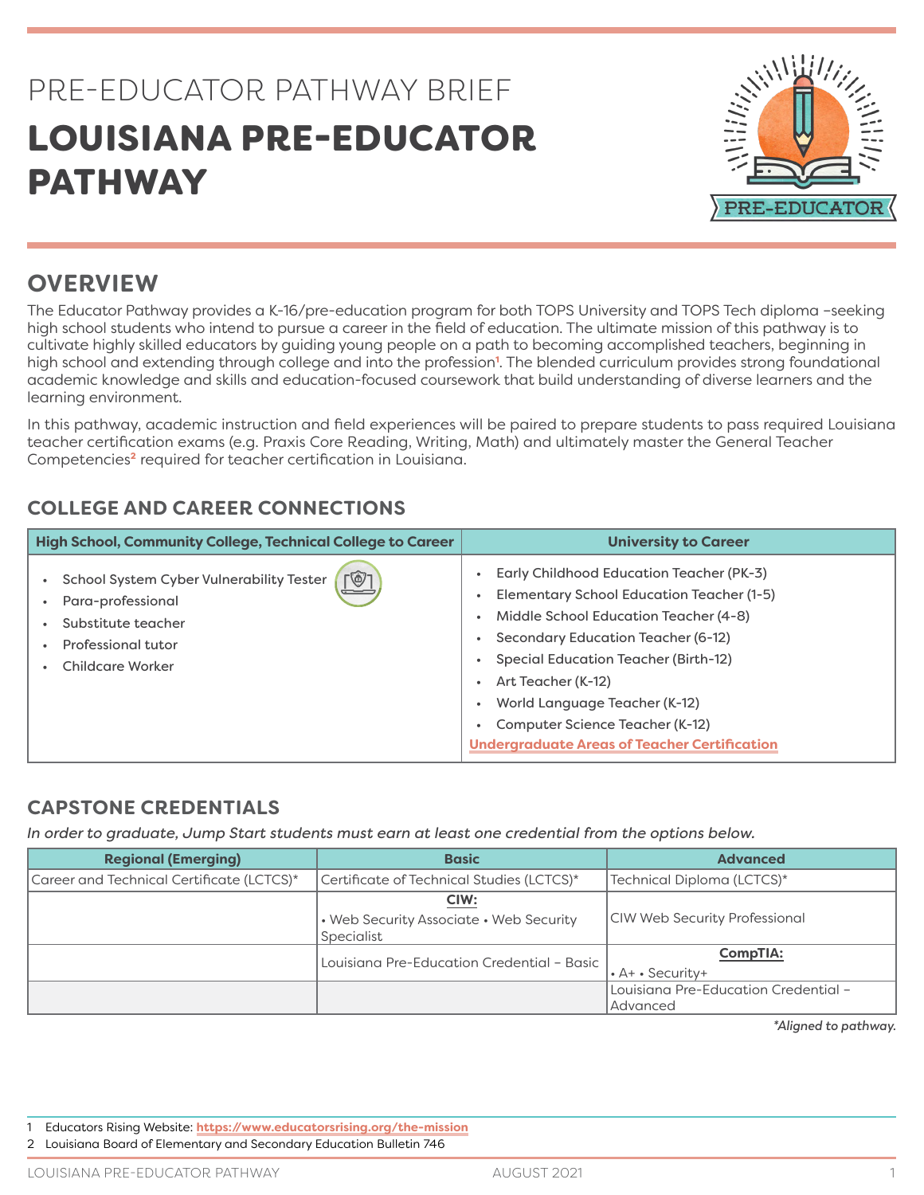PRE-EDUCATOR PATHWAY BRIEF

# LOUISIANA PRE-EDUCATOR PATHWAY

## OVERVIEW

The Educator Pathway provides a K-16/pre-education program for both TOPS University and TOPS Tech diploma –seeking high school students who intend to pursue a career in the field of education. The ultimate mission of this pathway is to cultivate highly skilled educators by guiding young people on a path to becoming accomplished teachers, beginning in high school and extending through college and into the profession[1]. The blended curriculum provides strong foundational academic knowledge and skills and education-focused coursework that build understanding of diverse learners and the learning environment.

In this pathway, academic instruction and field experiences will be paired to prepare students to pass required Louisiana teacher certification exams (e.g. Praxis Core Reading, Writing, Math) and ultimately master the General Teacher Competencies[2] required for teacher certification in Louisiana.

## COLLEGE AND CAREER CONNECTIONS

| High School, Community College, Technical College to Career | University to Career |
|---|---|
| • School System Cyber Vulnerability Tester<br>• Para-professional<br>• Substitute teacher<br>• Professional tutor<br>• Childcare Worker | • Early Childhood Education Teacher (PK-3)<br>• Elementary School Education Teacher (1-5)<br>• Middle School Education Teacher (4-8)<br>• Secondary Education Teacher (6-12)<br>• Special Education Teacher (Birth-12)<br>• Art Teacher (K-12)<br>• World Language Teacher (K-12)<br>• Computer Science Teacher (K-12)<br>**Undergraduate Areas of Teacher Certification** |

## CAPSTONE CREDENTIALS

*In order to graduate, Jump Start students must earn at least one credential from the options below.*

| Regional (Emerging) | Basic | Advanced |
|---|---|---|
| Career and Technical Certificate (LCTCS)* | Certificate of Technical Studies (LCTCS)* | Technical Diploma (LCTCS)* |
| | **CIW:**<br>• Web Security Associate • Web Security Specialist | CIW Web Security Professional |
| | Louisiana Pre-Education Credential – Basic | **CompTIA:**<br>• A+ • Security+ |
| | | Louisiana Pre-Education Credential – Advanced |

*\*Aligned to pathway.*

1 Educators Rising Website: **https://www.educatorsrising.org/the-mission**

2 Louisiana Board of Elementary and Secondary Education Bulletin 746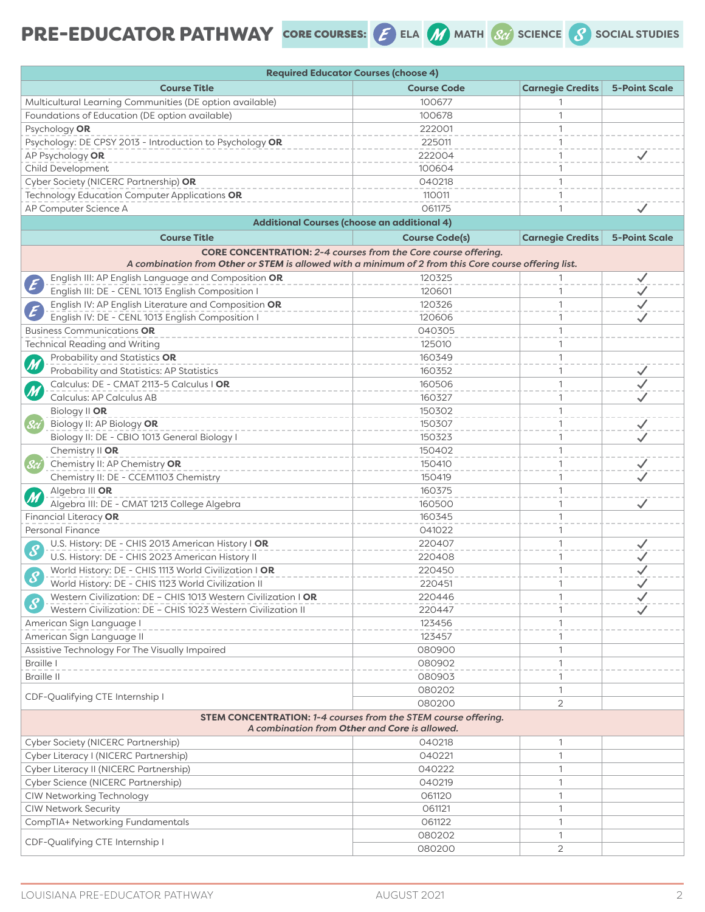# PRE-EDUCATOR PATHWAY

**CORE COURSES:** E ELA · M MATH · Sci SCIENCE · S SOCIAL STUDIES

| Required Educator Courses (choose 4) | | | |
|---|---|---|---|
| **Course Title** | **Course Code** | **Carnegie Credits** | **5-Point Scale** |
| Multicultural Learning Communities (DE option available) | 100677 | 1 | |
| Foundations of Education (DE option available) | 100678 | 1 | |
| Psychology **OR** | 222001 | 1 | |
| Psychology: DE CPSY 2013 - Introduction to Psychology **OR** | 225011 | 1 | |
| AP Psychology **OR** | 222004 | 1 | ✓ |
| Child Development | 100604 | 1 | |
| Cyber Society (NICERC Partnership) **OR** | 040218 | 1 | |
| Technology Education Computer Applications **OR** | 110011 | 1 | |
| AP Computer Science A | 061175 | 1 | ✓ |
| **Additional Courses (choose an additional 4)** | | | |
| **Course Title** | **Course Code(s)** | **Carnegie Credits** | **5-Point Scale** |
| **CORE CONCENTRATION:** *2-4 courses from the Core course offering. A combination from Other or STEM is allowed with a minimum of 2 from this Core course offering list.* | | | |
| (E) English III: AP English Language and Composition **OR** | 120325 | 1 | ✓ |
| English III: DE - CENL 1013 English Composition I | 120601 | 1 | ✓ |
| (E) English IV: AP English Literature and Composition **OR** | 120326 | 1 | ✓ |
| English IV: DE - CENL 1013 English Composition I | 120606 | 1 | ✓ |
| Business Communications **OR** | 040305 | 1 | |
| Technical Reading and Writing | 125010 | 1 | |
| (M) Probability and Statistics **OR** | 160349 | 1 | |
| Probability and Statistics: AP Statistics | 160352 | 1 | ✓ |
| (M) Calculus: DE - CMAT 2113-5 Calculus I **OR** | 160506 | 1 | ✓ |
| Calculus: AP Calculus AB | 160327 | 1 | ✓ |
| (Sci) Biology II **OR** | 150302 | 1 | |
| Biology II: AP Biology **OR** | 150307 | 1 | ✓ |
| Biology II: DE - CBIO 1013 General Biology I | 150323 | 1 | ✓ |
| (Sci) Chemistry II **OR** | 150402 | 1 | |
| Chemistry II: AP Chemistry **OR** | 150410 | 1 | ✓ |
| Chemistry II: DE - CCEM1103 Chemistry | 150419 | 1 | ✓ |
| (M) Algebra III **OR** | 160375 | 1 | |
| Algebra III: DE - CMAT 1213 College Algebra | 160500 | 1 | ✓ |
| Financial Literacy **OR** | 160345 | 1 | |
| Personal Finance | 041022 | 1 | |
| (S) U.S. History: DE - CHIS 2013 American History I **OR** | 220407 | 1 | ✓ |
| U.S. History: DE - CHIS 2023 American History II | 220408 | 1 | ✓ |
| (S) World History: DE - CHIS 1113 World Civilization I **OR** | 220450 | 1 | ✓ |
| World History: DE - CHIS 1123 World Civilization II | 220451 | 1 | ✓ |
| (S) Western Civilization: DE – CHIS 1013 Western Civilization I **OR** | 220446 | 1 | ✓ |
| Western Civilization: DE – CHIS 1023 Western Civilization II | 220447 | 1 | ✓ |
| American Sign Language I | 123456 | 1 | |
| American Sign Language II | 123457 | 1 | |
| Assistive Technology For The Visually Impaired | 080900 | 1 | |
| Braille I | 080902 | 1 | |
| Braille II | 080903 | 1 | |
| CDF-Qualifying CTE Internship I | 080202 | 1 | |
| | 080200 | 2 | |
| **STEM CONCENTRATION:** *1-4 courses from the STEM course offering. A combination from Other and Core is allowed.* | | | |
| Cyber Society (NICERC Partnership) | 040218 | 1 | |
| Cyber Literacy I (NICERC Partnership) | 040221 | 1 | |
| Cyber Literacy II (NICERC Partnership) | 040222 | 1 | |
| Cyber Science (NICERC Partnership) | 040219 | 1 | |
| CIW Networking Technology | 061120 | 1 | |
| CIW Network Security | 061121 | 1 | |
| CompTIA+ Networking Fundamentals | 061122 | 1 | |
| CDF-Qualifying CTE Internship I | 080202 | 1 | |
| | 080200 | 2 | |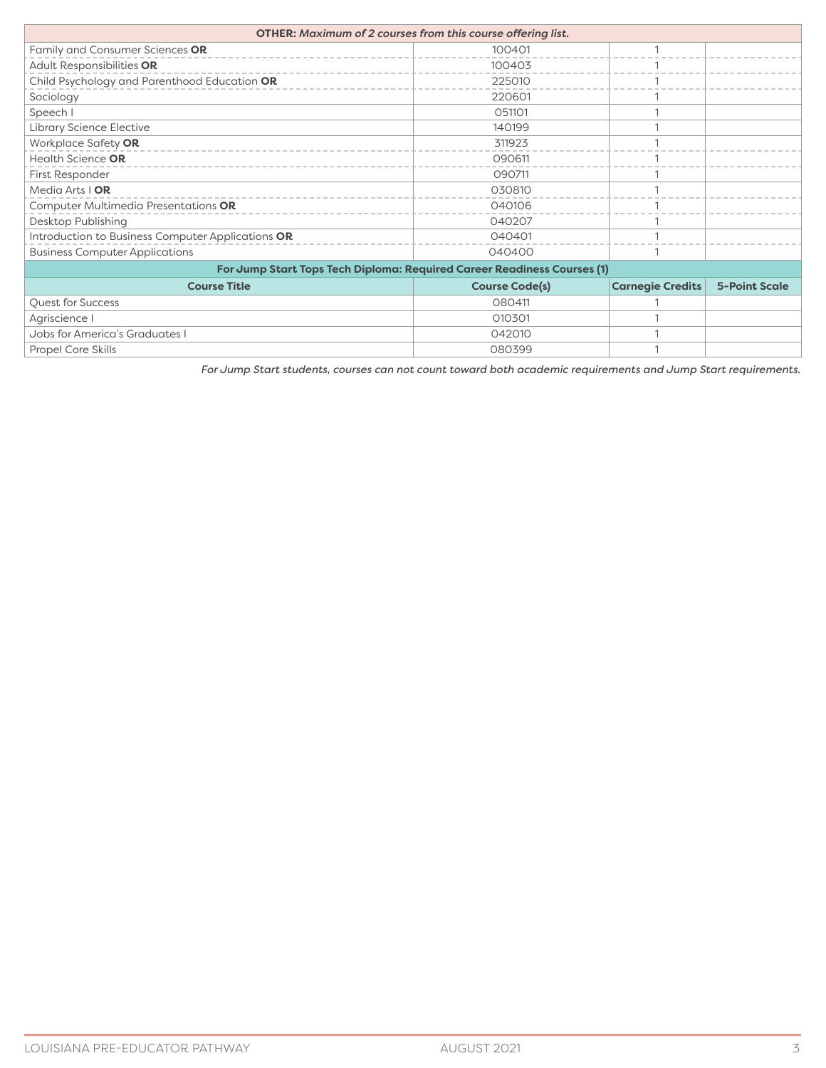| OTHER: *Maximum of 2 courses from this course offering list.* | | | |
|---|---|---|---|
| Family and Consumer Sciences **OR** | 100401 | 1 | |
| Adult Responsibilities **OR** | 100403 | 1 | |
| Child Psychology and Parenthood Education **OR** | 225010 | 1 | |
| Sociology | 220601 | 1 | |
| Speech I | 051101 | 1 | |
| Library Science Elective | 140199 | 1 | |
| Workplace Safety **OR** | 311923 | 1 | |
| Health Science **OR** | 090611 | 1 | |
| First Responder | 090711 | 1 | |
| Media Arts I **OR** | 030810 | 1 | |
| Computer Multimedia Presentations **OR** | 040106 | 1 | |
| Desktop Publishing | 040207 | 1 | |
| Introduction to Business Computer Applications **OR** | 040401 | 1 | |
| Business Computer Applications | 040400 | 1 | |

**For Jump Start Tops Tech Diploma: Required Career Readiness Courses (1)**

| Course Title | Course Code(s) | Carnegie Credits | 5-Point Scale |
|---|---|---|---|
| Quest for Success | 080411 | 1 | |
| Agriscience I | 010301 | 1 | |
| Jobs for America's Graduates I | 042010 | 1 | |
| Propel Core Skills | 080399 | 1 | |

*For Jump Start students, courses can not count toward both academic requirements and Jump Start requirements.*